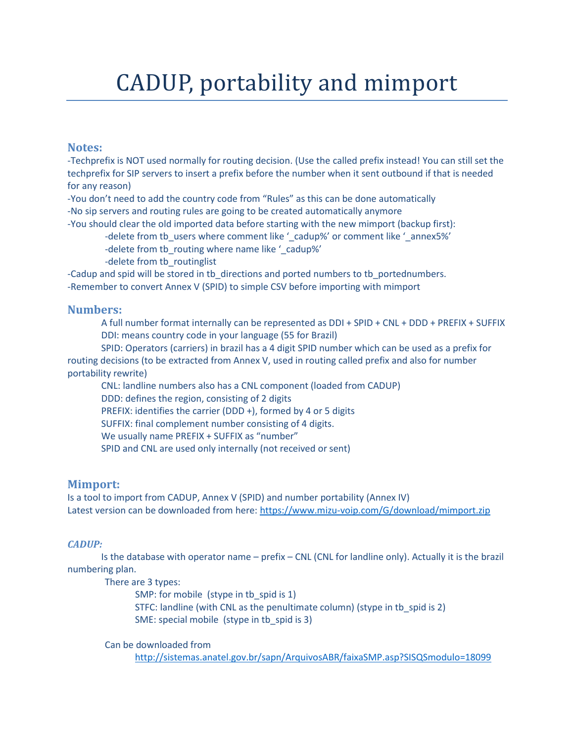# CADUP, portability and mimport

## Notes:

-Techprefix is NOT used normally for routing decision. (Use the called prefix instead! You can still set the techprefix for SIP servers to insert a prefix before the number when it sent outbound if that is needed for any reason)

-You don't need to add the country code from "Rules" as this can be done automatically

-No sip servers and routing rules are going to be created automatically anymore

-You should clear the old imported data before starting with the new mimport (backup first):

- -delete from tb_users where comment like '_cadup%' or comment like '_annex5%'
- -delete from tb_routing where name like '_cadup%'
- -delete from tb_routinglist

-Cadup and spid will be stored in tb_directions and ported numbers to tb_portednumbers.

-Remember to convert Annex V (SPID) to simple CSV before importing with mimport

## Numbers:

A full number format internally can be represented as DDI + SPID + CNL + DDD + PREFIX + SUFFIX

DDI: means country code in your language (55 for Brazil)

SPID: Operators (carriers) in brazil has a 4 digit SPID number which can be used as a prefix for routing decisions (to be extracted from Annex V, used in routing called prefix and also for number portability rewrite)

CNL: landline numbers also has a CNL component (loaded from CADUP)

DDD: defines the region, consisting of 2 digits

PREFIX: identifies the carrier (DDD +), formed by 4 or 5 digits

SUFFIX: final complement number consisting of 4 digits.

We usually name PREFIX + SUFFIX as "number"

SPID and CNL are used only internally (not received or sent)

## Mimport:

Is a tool to import from CADUP, Annex V (SPID) and number portability (Annex IV)

Latest version can be downloaded from here: https://www.mizu-voip.com/G/download/mimport.zip

### *CADUP:*

Is the database with operator name – prefix – CNL (CNL for landline only). Actually it is the brazil numbering plan.

There are 3 types:

- SMP: for mobile (stype in tb_spid is 1)
- STFC: landline (with CNL as the penultimate column) (stype in tb_spid is 2)
- SME: special mobile (stype in tb_spid is 3)

Can be downloaded from

http://sistemas.anatel.gov.br/sapn/ArquivosABR/faixaSMP.asp?SISQSmodulo=18099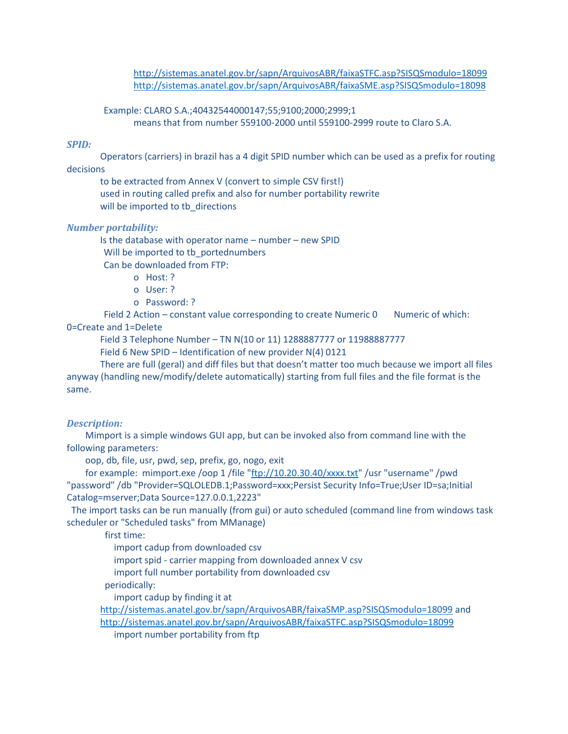http://sistemas.anatel.gov.br/sapn/ArquivosABR/faixaSTFC.asp?SISQSmodulo=18099
http://sistemas.anatel.gov.br/sapn/ArquivosABR/faixaSME.asp?SISQSmodulo=18098

Example: CLARO S.A.;40432544000147;55;9100;2000;2999;1
means that from number 559100-2000 until 559100-2999 route to Claro S.A.

### *SPID:*

Operators (carriers) in brazil has a 4 digit SPID number which can be used as a prefix for routing decisions
to be extracted from Annex V (convert to simple CSV first!)
used in routing called prefix and also for number portability rewrite
will be imported to tb_directions

### *Number portability:*

Is the database with operator name – number – new SPID
Will be imported to tb_portednumbers
Can be downloaded from FTP:

- Host: ?
- User: ?
- Password: ?

Field 2 Action – constant value corresponding to create Numeric 0 Numeric of which: 0=Create and 1=Delete
Field 3 Telephone Number – TN N(10 or 11) 1288887777 or 11988887777
Field 6 New SPID – Identification of new provider N(4) 0121
There are full (geral) and diff files but that doesn't matter too much because we import all files anyway (handling new/modify/delete automatically) starting from full files and the file format is the same.

### *Description:*

Mimport is a simple windows GUI app, but can be invoked also from command line with the following parameters:
oop, db, file, usr, pwd, sep, prefix, go, nogo, exit
for example: mimport.exe /oop 1 /file "ftp://10.20.30.40/xxxx.txt" /usr "username" /pwd "password" /db "Provider=SQLOLEDB.1;Password=xxx;Persist Security Info=True;User ID=sa;Initial Catalog=mserver;Data Source=127.0.0.1,2223"
The import tasks can be run manually (from gui) or auto scheduled (command line from windows task scheduler or "Scheduled tasks" from MManage)

first time:
import cadup from downloaded csv
import spid - carrier mapping from downloaded annex V csv
import full number portability from downloaded csv

periodically:
import cadup by finding it at http://sistemas.anatel.gov.br/sapn/ArquivosABR/faixaSMP.asp?SISQSmodulo=18099 and http://sistemas.anatel.gov.br/sapn/ArquivosABR/faixaSTFC.asp?SISQSmodulo=18099
import number portability from ftp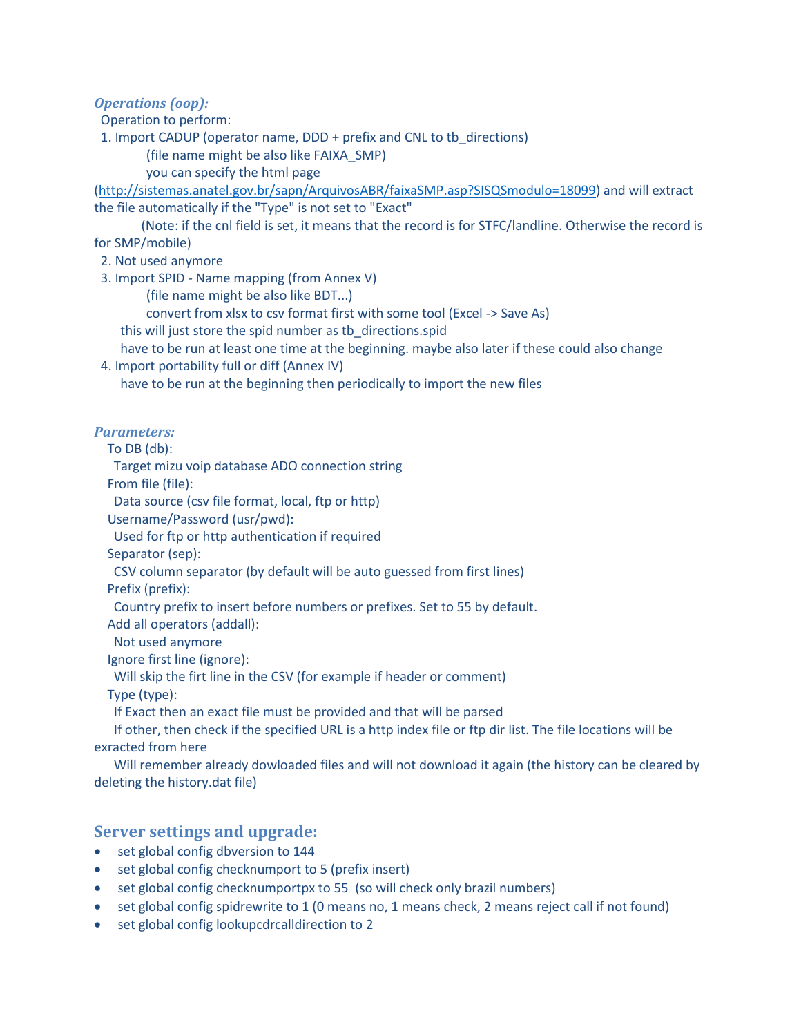***Operations (oop):***

Operation to perform:

1. Import CADUP (operator name, DDD + prefix and CNL to tb_directions)
   (file name might be also like FAIXA_SMP)
   you can specify the html page (http://sistemas.anatel.gov.br/sapn/ArquivosABR/faixaSMP.asp?SISQSmodulo=18099) and will extract the file automatically if the "Type" is not set to "Exact"
   (Note: if the cnl field is set, it means that the record is for STFC/landline. Otherwise the record is for SMP/mobile)
2. Not used anymore
3. Import SPID - Name mapping (from Annex V)
   (file name might be also like BDT...)
   convert from xlsx to csv format first with some tool (Excel -> Save As)
   this will just store the spid number as tb_directions.spid
   have to be run at least one time at the beginning. maybe also later if these could also change
4. Import portability full or diff (Annex IV)
   have to be run at the beginning then periodically to import the new files

***Parameters:***

To DB (db):
  Target mizu voip database ADO connection string
From file (file):
  Data source (csv file format, local, ftp or http)
Username/Password (usr/pwd):
  Used for ftp or http authentication if required
Separator (sep):
  CSV column separator (by default will be auto guessed from first lines)
Prefix (prefix):
  Country prefix to insert before numbers or prefixes. Set to 55 by default.
Add all operators (addall):
  Not used anymore
Ignore first line (ignore):
  Will skip the firt line in the CSV (for example if header or comment)
Type (type):
  If Exact then an exact file must be provided and that will be parsed
  If other, then check if the specified URL is a http index file or ftp dir list. The file locations will be exracted from here
  Will remember already dowloaded files and will not download it again (the history can be cleared by deleting the history.dat file)

## Server settings and upgrade:

- set global config dbversion to 144
- set global config checknumport to 5 (prefix insert)
- set global config checknumportpx to 55 (so will check only brazil numbers)
- set global config spidrewrite to 1 (0 means no, 1 means check, 2 means reject call if not found)
- set global config lookupcdrcalldirection to 2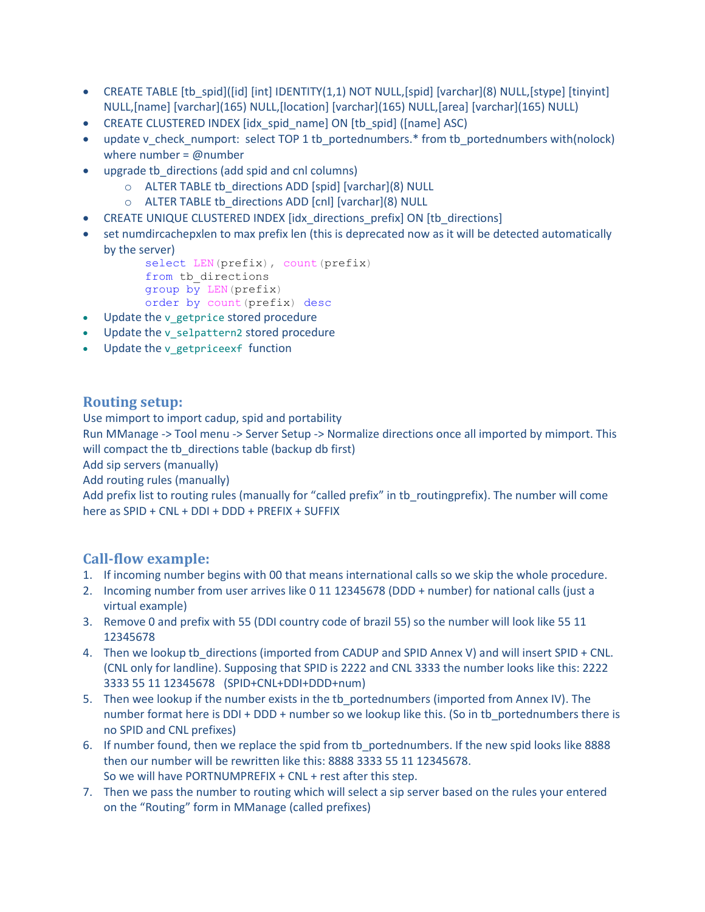- CREATE TABLE [tb_spid]([id] [int] IDENTITY(1,1) NOT NULL,[spid] [varchar](8) NULL,[stype] [tinyint] NULL,[name] [varchar](165) NULL,[location] [varchar](165) NULL,[area] [varchar](165) NULL)
- CREATE CLUSTERED INDEX [idx_spid_name] ON [tb_spid] ([name] ASC)
- update v_check_numport: select TOP 1 tb_portednumbers.* from tb_portednumbers with(nolock) where number = @number
- upgrade tb_directions (add spid and cnl columns)
  - ALTER TABLE tb_directions ADD [spid] [varchar](8) NULL
  - ALTER TABLE tb_directions ADD [cnl] [varchar](8) NULL
- CREATE UNIQUE CLUSTERED INDEX [idx_directions_prefix] ON [tb_directions]
- set numdircachepxlen to max prefix len (this is deprecated now as it will be detected automatically by the server)

```
select LEN(prefix), count(prefix)
from tb_directions
group by LEN(prefix)
order by count(prefix) desc
```

- Update the `v_getprice` stored procedure
- Update the `v_selpattern2` stored procedure
- Update the `v_getpriceexf` function

## Routing setup:

Use mimport to import cadup, spid and portability
Run MManage -> Tool menu -> Server Setup -> Normalize directions once all imported by mimport. This will compact the tb_directions table (backup db first)
Add sip servers (manually)
Add routing rules (manually)
Add prefix list to routing rules (manually for “called prefix” in tb_routingprefix). The number will come here as SPID + CNL + DDI + DDD + PREFIX + SUFFIX

## Call-flow example:

1. If incoming number begins with 00 that means international calls so we skip the whole procedure.
2. Incoming number from user arrives like 0 11 12345678 (DDD + number) for national calls (just a virtual example)
3. Remove 0 and prefix with 55 (DDI country code of brazil 55) so the number will look like 55 11 12345678
4. Then we lookup tb_directions (imported from CADUP and SPID Annex V) and will insert SPID + CNL. (CNL only for landline). Supposing that SPID is 2222 and CNL 3333 the number looks like this: 2222 3333 55 11 12345678 (SPID+CNL+DDI+DDD+num)
5. Then wee lookup if the number exists in the tb_portednumbers (imported from Annex IV). The number format here is DDI + DDD + number so we lookup like this. (So in tb_portednumbers there is no SPID and CNL prefixes)
6. If number found, then we replace the spid from tb_portednumbers. If the new spid looks like 8888 then our number will be rewritten like this: 8888 3333 55 11 12345678.
   So we will have PORTNUMPREFIX + CNL + rest after this step.
7. Then we pass the number to routing which will select a sip server based on the rules your entered on the “Routing” form in MManage (called prefixes)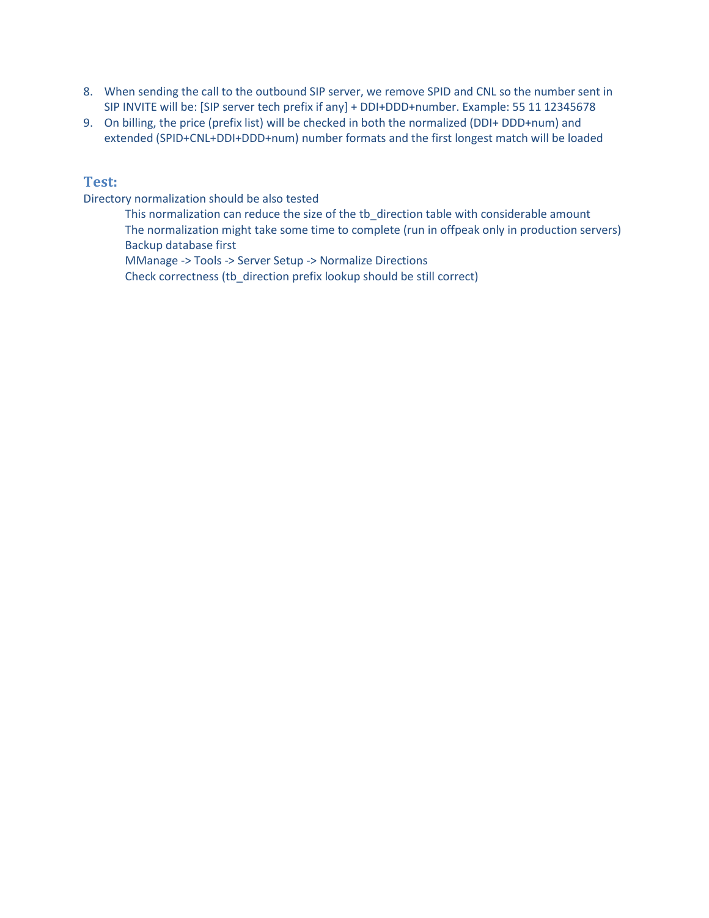8. When sending the call to the outbound SIP server, we remove SPID and CNL so the number sent in SIP INVITE will be: [SIP server tech prefix if any] + DDI+DDD+number. Example: 55 11 12345678
9. On billing, the price (prefix list) will be checked in both the normalized (DDI+ DDD+num) and extended (SPID+CNL+DDI+DDD+num) number formats and the first longest match will be loaded

## Test:

Directory normalization should be also tested

- This normalization can reduce the size of the tb_direction table with considerable amount
- The normalization might take some time to complete (run in offpeak only in production servers)
- Backup database first
- MManage -> Tools -> Server Setup -> Normalize Directions
- Check correctness (tb_direction prefix lookup should be still correct)